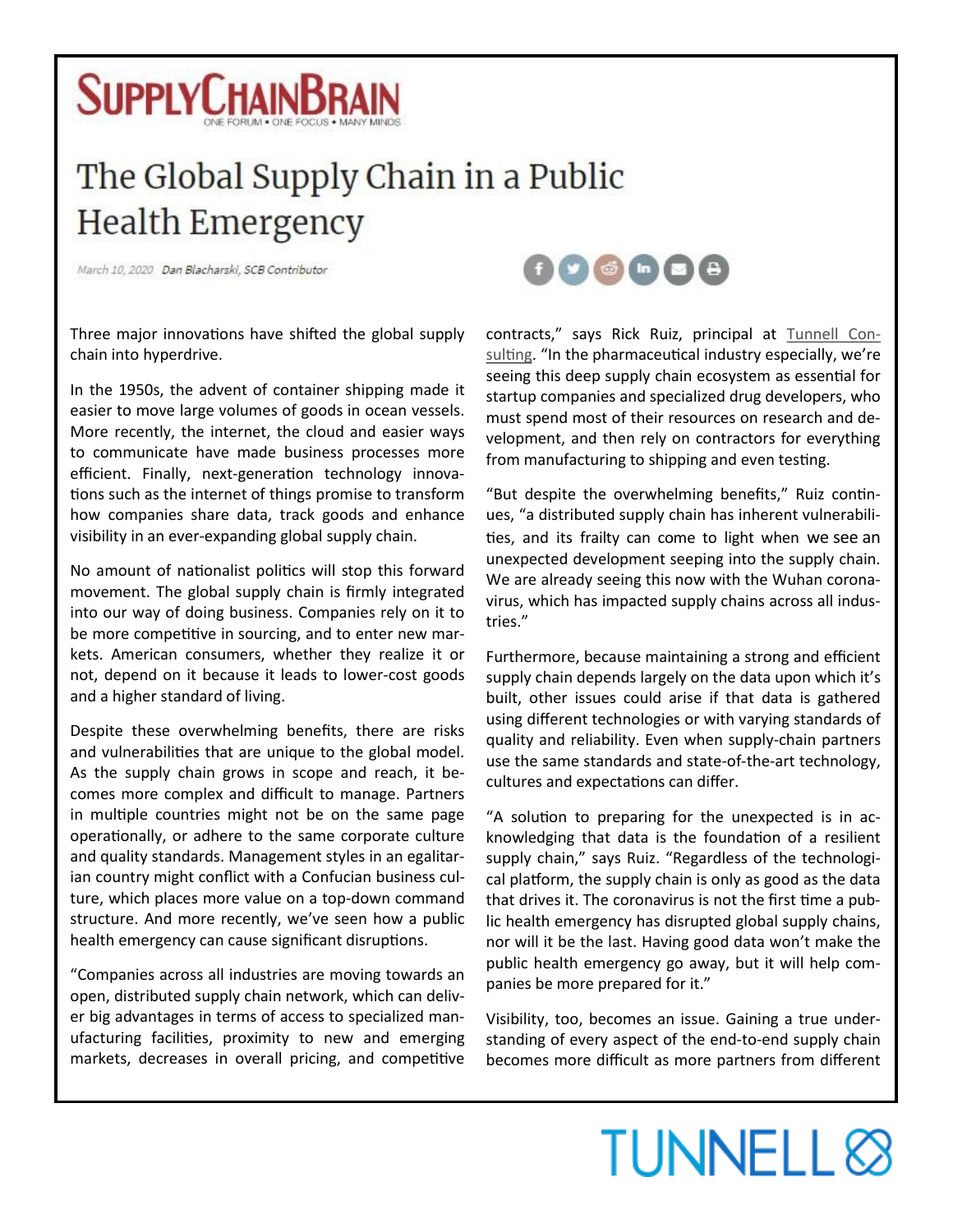SupplyChainBrain

ONE FORUM • ONE FOCUS • MANY MINDS

# The Global Supply Chain in a Public Health Emergency

March 10, 2020 Dan Blacharski, SCB Contributor

Three major innovations have shifted the global supply chain into hyperdrive.

In the 1950s, the advent of container shipping made it easier to move large volumes of goods in ocean vessels. More recently, the internet, the cloud and easier ways to communicate have made business processes more efficient. Finally, next-generation technology innovations such as the internet of things promise to transform how companies share data, track goods and enhance visibility in an ever-expanding global supply chain.

No amount of nationalist politics will stop this forward movement. The global supply chain is firmly integrated into our way of doing business. Companies rely on it to be more competitive in sourcing, and to enter new markets. American consumers, whether they realize it or not, depend on it because it leads to lower-cost goods and a higher standard of living.

Despite these overwhelming benefits, there are risks and vulnerabilities that are unique to the global model. As the supply chain grows in scope and reach, it becomes more complex and difficult to manage. Partners in multiple countries might not be on the same page operationally, or adhere to the same corporate culture and quality standards. Management styles in an egalitarian country might conflict with a Confucian business culture, which places more value on a top-down command structure. And more recently, we've seen how a public health emergency can cause significant disruptions.

"Companies across all industries are moving towards an open, distributed supply chain network, which can deliver big advantages in terms of access to specialized manufacturing facilities, proximity to new and emerging markets, decreases in overall pricing, and competitive contracts," says Rick Ruiz, principal at Tunnell Consulting. "In the pharmaceutical industry especially, we're seeing this deep supply chain ecosystem as essential for startup companies and specialized drug developers, who must spend most of their resources on research and development, and then rely on contractors for everything from manufacturing to shipping and even testing.

"But despite the overwhelming benefits," Ruiz continues, "a distributed supply chain has inherent vulnerabilities, and its frailty can come to light when we see an unexpected development seeping into the supply chain. We are already seeing this now with the Wuhan coronavirus, which has impacted supply chains across all industries."

Furthermore, because maintaining a strong and efficient supply chain depends largely on the data upon which it's built, other issues could arise if that data is gathered using different technologies or with varying standards of quality and reliability. Even when supply-chain partners use the same standards and state-of-the-art technology, cultures and expectations can differ.

"A solution to preparing for the unexpected is in acknowledging that data is the foundation of a resilient supply chain," says Ruiz. "Regardless of the technological platform, the supply chain is only as good as the data that drives it. The coronavirus is not the first time a public health emergency has disrupted global supply chains, nor will it be the last. Having good data won't make the public health emergency go away, but it will help companies be more prepared for it."

Visibility, too, becomes an issue. Gaining a true understanding of every aspect of the end-to-end supply chain becomes more difficult as more partners from different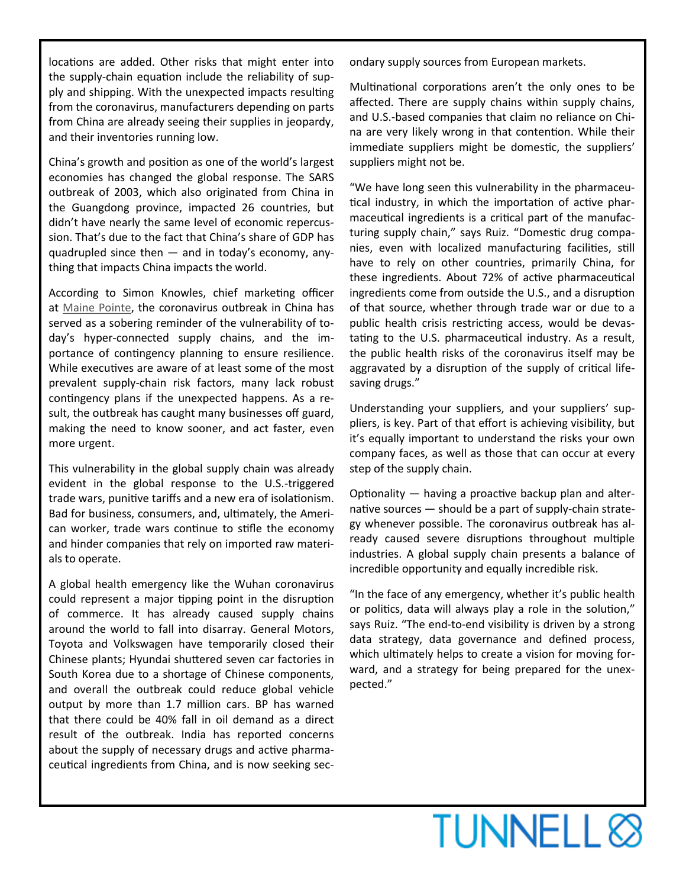locations are added. Other risks that might enter into the supply-chain equation include the reliability of supply and shipping. With the unexpected impacts resulting from the coronavirus, manufacturers depending on parts from China are already seeing their supplies in jeopardy, and their inventories running low.

China's growth and position as one of the world's largest economies has changed the global response. The SARS outbreak of 2003, which also originated from China in the Guangdong province, impacted 26 countries, but didn't have nearly the same level of economic repercussion. That's due to the fact that China's share of GDP has quadrupled since then — and in today's economy, anything that impacts China impacts the world.

According to Simon Knowles, chief marketing officer at Maine Pointe, the coronavirus outbreak in China has served as a sobering reminder of the vulnerability of today's hyper-connected supply chains, and the importance of contingency planning to ensure resilience. While executives are aware of at least some of the most prevalent supply-chain risk factors, many lack robust contingency plans if the unexpected happens. As a result, the outbreak has caught many businesses off guard, making the need to know sooner, and act faster, even more urgent.

This vulnerability in the global supply chain was already evident in the global response to the U.S.-triggered trade wars, punitive tariffs and a new era of isolationism. Bad for business, consumers, and, ultimately, the American worker, trade wars continue to stifle the economy and hinder companies that rely on imported raw materials to operate.

A global health emergency like the Wuhan coronavirus could represent a major tipping point in the disruption of commerce. It has already caused supply chains around the world to fall into disarray. General Motors, Toyota and Volkswagen have temporarily closed their Chinese plants; Hyundai shuttered seven car factories in South Korea due to a shortage of Chinese components, and overall the outbreak could reduce global vehicle output by more than 1.7 million cars. BP has warned that there could be 40% fall in oil demand as a direct result of the outbreak. India has reported concerns about the supply of necessary drugs and active pharmaceutical ingredients from China, and is now seeking secondary supply sources from European markets.

Multinational corporations aren't the only ones to be affected. There are supply chains within supply chains, and U.S.-based companies that claim no reliance on China are very likely wrong in that contention. While their immediate suppliers might be domestic, the suppliers' suppliers might not be.

"We have long seen this vulnerability in the pharmaceutical industry, in which the importation of active pharmaceutical ingredients is a critical part of the manufacturing supply chain," says Ruiz. "Domestic drug companies, even with localized manufacturing facilities, still have to rely on other countries, primarily China, for these ingredients. About 72% of active pharmaceutical ingredients come from outside the U.S., and a disruption of that source, whether through trade war or due to a public health crisis restricting access, would be devastating to the U.S. pharmaceutical industry. As a result, the public health risks of the coronavirus itself may be aggravated by a disruption of the supply of critical life-saving drugs."

Understanding your suppliers, and your suppliers' suppliers, is key. Part of that effort is achieving visibility, but it's equally important to understand the risks your own company faces, as well as those that can occur at every step of the supply chain.

Optionality — having a proactive backup plan and alternative sources — should be a part of supply-chain strategy whenever possible. The coronavirus outbreak has already caused severe disruptions throughout multiple industries. A global supply chain presents a balance of incredible opportunity and equally incredible risk.

"In the face of any emergency, whether it's public health or politics, data will always play a role in the solution," says Ruiz. "The end-to-end visibility is driven by a strong data strategy, data governance and defined process, which ultimately helps to create a vision for moving forward, and a strategy for being prepared for the unexpected."

TUNNELL